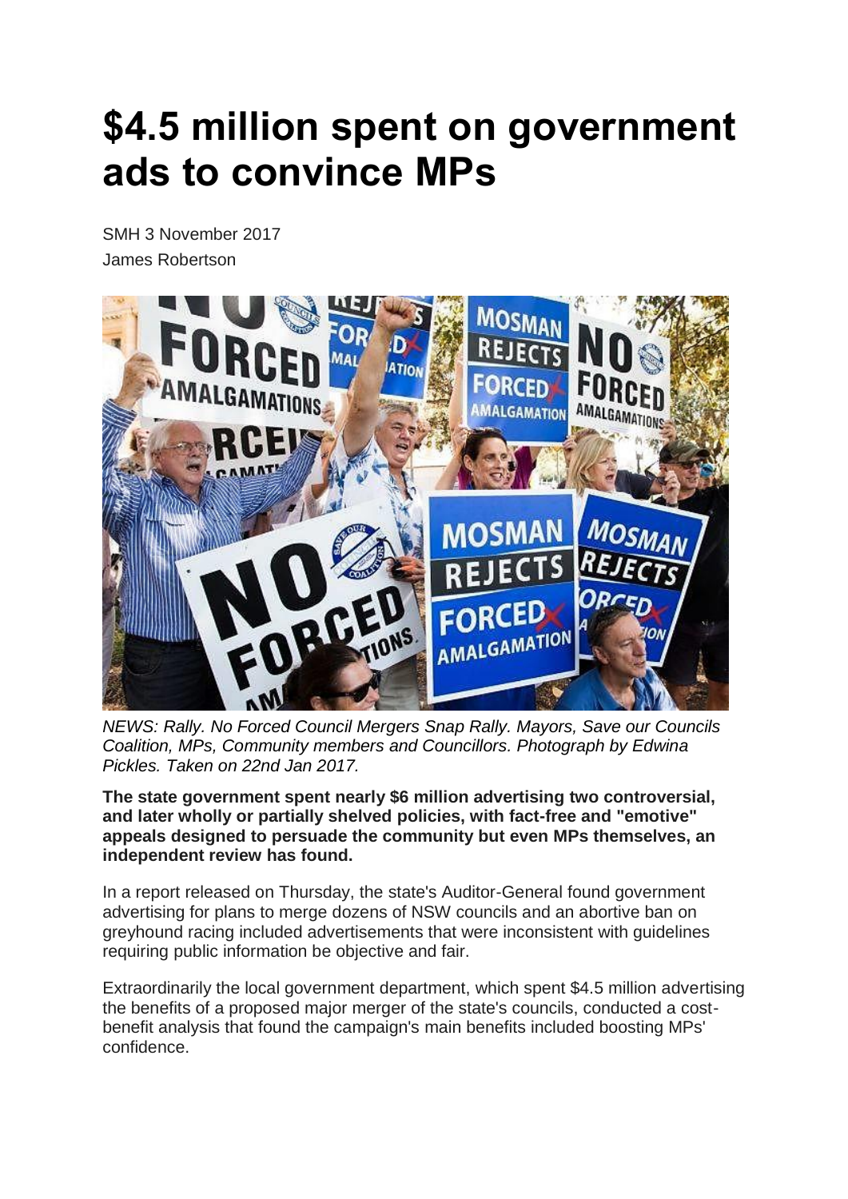# $4.5 million spent on government ads to convince MPs

SMH 3 November 2017
James Robertson

*NEWS: Rally. No Forced Council Mergers Snap Rally. Mayors, Save our Councils Coalition, MPs, Community members and Councillors. Photograph by Edwina Pickles. Taken on 22nd Jan 2017.*

**The state government spent nearly $6 million advertising two controversial, and later wholly or partially shelved policies, with fact-free and "emotive" appeals designed to persuade the community but even MPs themselves, an independent review has found.**

In a report released on Thursday, the state's Auditor-General found government advertising for plans to merge dozens of NSW councils and an abortive ban on greyhound racing included advertisements that were inconsistent with guidelines requiring public information be objective and fair.

Extraordinarily the local government department, which spent $4.5 million advertising the benefits of a proposed major merger of the state's councils, conducted a cost-benefit analysis that found the campaign's main benefits included boosting MPs' confidence.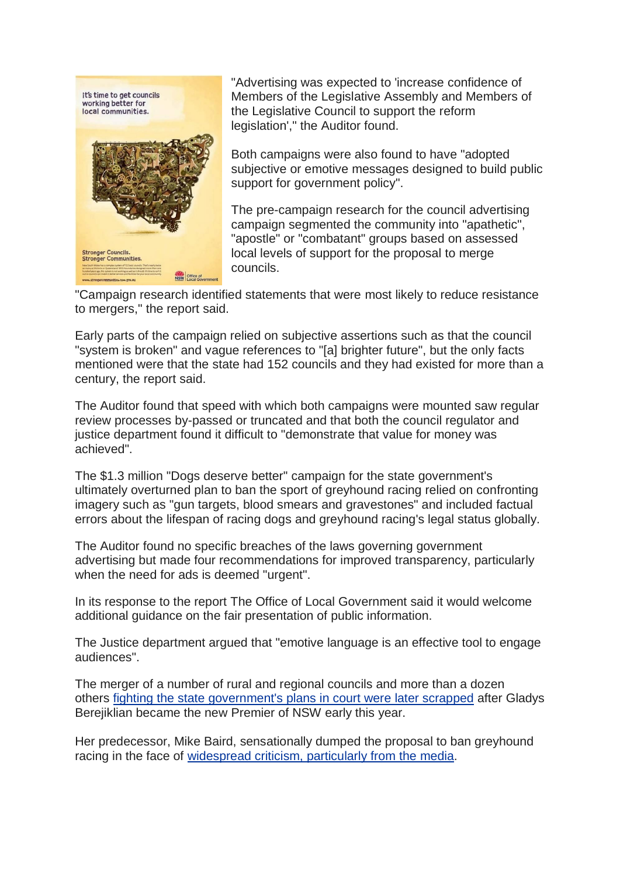"Advertising was expected to 'increase confidence of Members of the Legislative Assembly and Members of the Legislative Council to support the reform legislation'," the Auditor found.

Both campaigns were also found to have "adopted subjective or emotive messages designed to build public support for government policy".

The pre-campaign research for the council advertising campaign segmented the community into "apathetic", "apostle" or "combatant" groups based on assessed local levels of support for the proposal to merge councils.

"Campaign research identified statements that were most likely to reduce resistance to mergers," the report said.

Early parts of the campaign relied on subjective assertions such as that the council "system is broken" and vague references to "[a] brighter future", but the only facts mentioned were that the state had 152 councils and they had existed for more than a century, the report said.

The Auditor found that speed with which both campaigns were mounted saw regular review processes by-passed or truncated and that both the council regulator and justice department found it difficult to "demonstrate that value for money was achieved".

The $1.3 million "Dogs deserve better" campaign for the state government's ultimately overturned plan to ban the sport of greyhound racing relied on confronting imagery such as "gun targets, blood smears and gravestones" and included factual errors about the lifespan of racing dogs and greyhound racing's legal status globally.

The Auditor found no specific breaches of the laws governing government advertising but made four recommendations for improved transparency, particularly when the need for ads is deemed "urgent".

In its response to the report The Office of Local Government said it would welcome additional guidance on the fair presentation of public information.

The Justice department argued that "emotive language is an effective tool to engage audiences".

The merger of a number of rural and regional councils and more than a dozen others fighting the state government's plans in court were later scrapped after Gladys Berejiklian became the new Premier of NSW early this year.

Her predecessor, Mike Baird, sensationally dumped the proposal to ban greyhound racing in the face of widespread criticism, particularly from the media.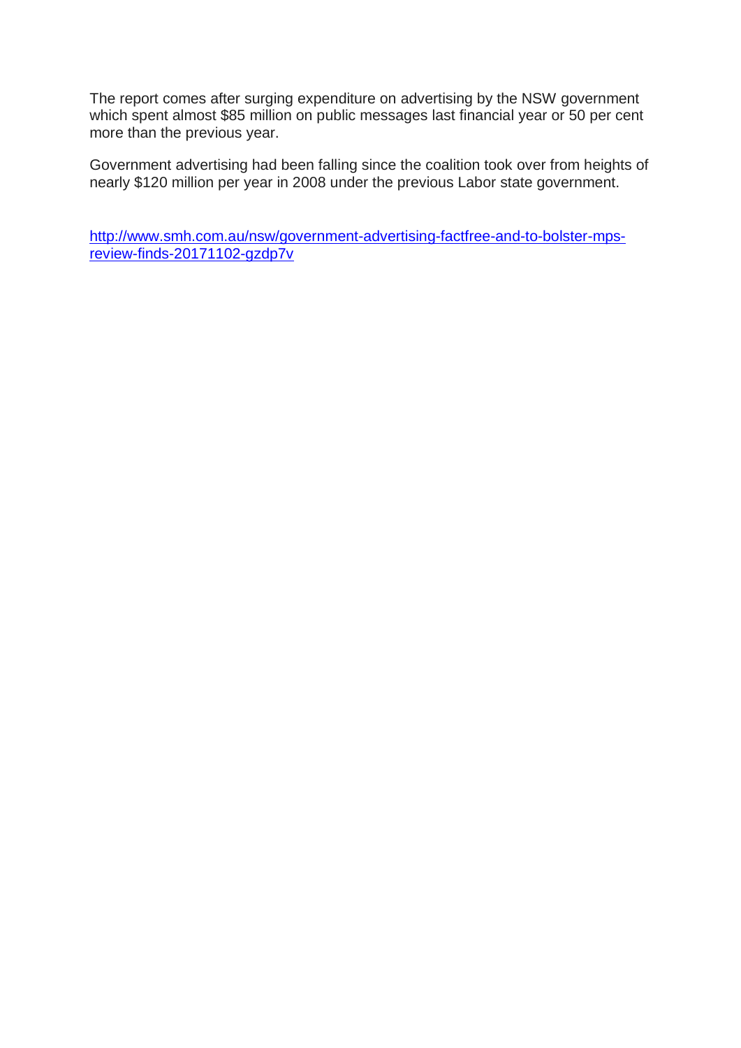The report comes after surging expenditure on advertising by the NSW government which spent almost $85 million on public messages last financial year or 50 per cent more than the previous year.

Government advertising had been falling since the coalition took over from heights of nearly $120 million per year in 2008 under the previous Labor state government.

http://www.smh.com.au/nsw/government-advertising-factfree-and-to-bolster-mps-review-finds-20171102-gzdp7v